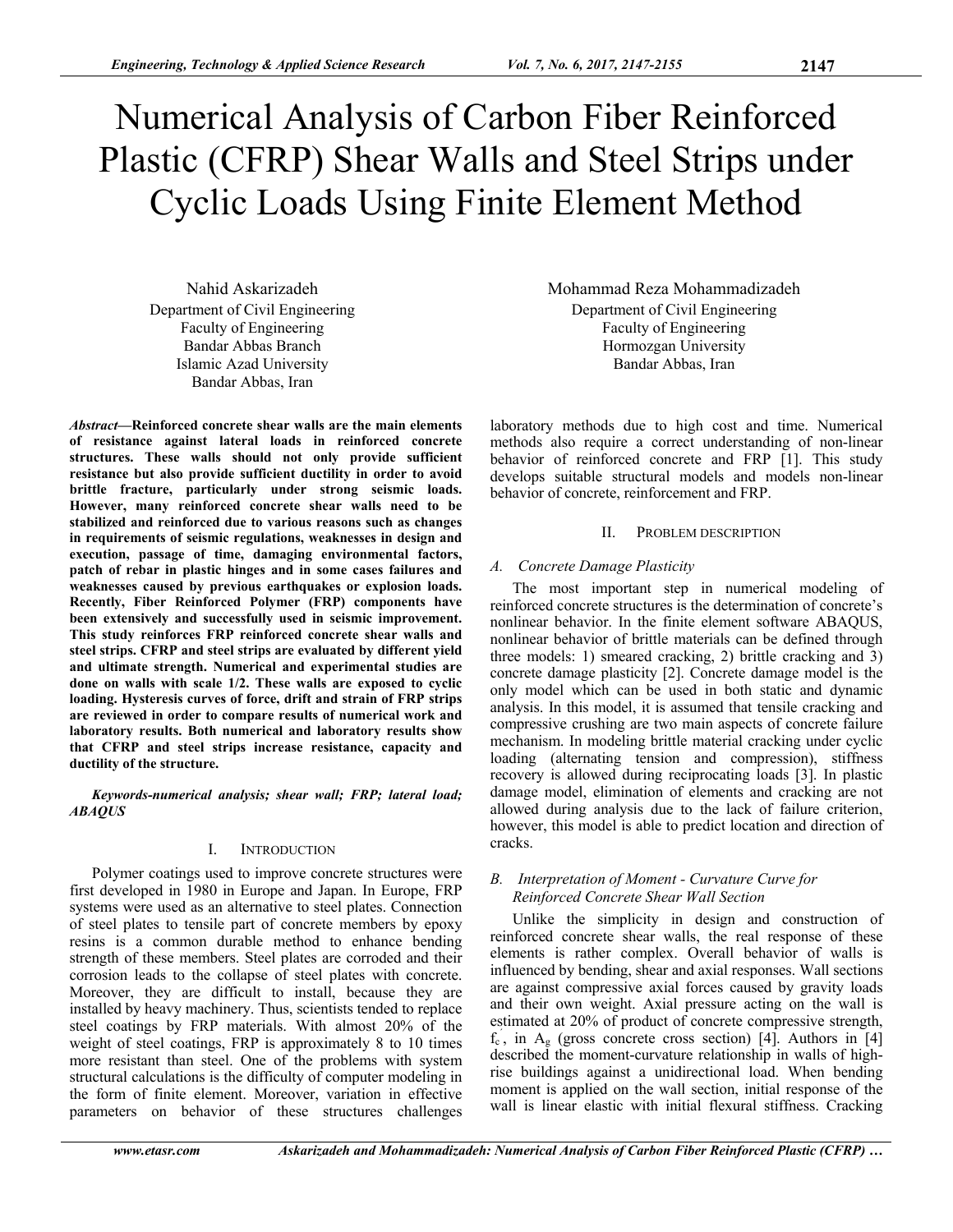# Numerical Analysis of Carbon Fiber Reinforced Plastic (CFRP) Shear Walls and Steel Strips under Cyclic Loads Using Finite Element Method

Nahid Askarizadeh
Department of Civil Engineering
Faculty of Engineering
Bandar Abbas Branch
Islamic Azad University
Bandar Abbas, Iran

Mohammad Reza Mohammadizadeh
Department of Civil Engineering
Faculty of Engineering
Hormozgan University
Bandar Abbas, Iran

***Abstract*—Reinforced concrete shear walls are the main elements of resistance against lateral loads in reinforced concrete structures. These walls should not only provide sufficient resistance but also provide sufficient ductility in order to avoid brittle fracture, particularly under strong seismic loads. However, many reinforced concrete shear walls need to be stabilized and reinforced due to various reasons such as changes in requirements of seismic regulations, weaknesses in design and execution, passage of time, damaging environmental factors, patch of rebar in plastic hinges and in some cases failures and weaknesses caused by previous earthquakes or explosion loads. Recently, Fiber Reinforced Polymer (FRP) components have been extensively and successfully used in seismic improvement. This study reinforces FRP reinforced concrete shear walls and steel strips. CFRP and steel strips are evaluated by different yield and ultimate strength. Numerical and experimental studies are done on walls with scale 1/2. These walls are exposed to cyclic loading. Hysteresis curves of force, drift and strain of FRP strips are reviewed in order to compare results of numerical work and laboratory results. Both numerical and laboratory results show that CFRP and steel strips increase resistance, capacity and ductility of the structure.**

***Keywords-numerical analysis; shear wall; FRP; lateral load; ABAQUS***

## I. Introduction

Polymer coatings used to improve concrete structures were first developed in 1980 in Europe and Japan. In Europe, FRP systems were used as an alternative to steel plates. Connection of steel plates to tensile part of concrete members by epoxy resins is a common durable method to enhance bending strength of these members. Steel plates are corroded and their corrosion leads to the collapse of steel plates with concrete. Moreover, they are difficult to install, because they are installed by heavy machinery. Thus, scientists tended to replace steel coatings by FRP materials. With almost 20% of the weight of steel coatings, FRP is approximately 8 to 10 times more resistant than steel. One of the problems with system structural calculations is the difficulty of computer modeling in the form of finite element. Moreover, variation in effective parameters on behavior of these structures challenges laboratory methods due to high cost and time. Numerical methods also require a correct understanding of non-linear behavior of reinforced concrete and FRP [1]. This study develops suitable structural models and models non-linear behavior of concrete, reinforcement and FRP.

## II. Problem Description

### *A. Concrete Damage Plasticity*

The most important step in numerical modeling of reinforced concrete structures is the determination of concrete's nonlinear behavior. In the finite element software ABAQUS, nonlinear behavior of brittle materials can be defined through three models: 1) smeared cracking, 2) brittle cracking and 3) concrete damage plasticity [2]. Concrete damage model is the only model which can be used in both static and dynamic analysis. In this model, it is assumed that tensile cracking and compressive crushing are two main aspects of concrete failure mechanism. In modeling brittle material cracking under cyclic loading (alternating tension and compression), stiffness recovery is allowed during reciprocating loads [3]. In plastic damage model, elimination of elements and cracking are not allowed during analysis due to the lack of failure criterion, however, this model is able to predict location and direction of cracks.

### *B. Interpretation of Moment - Curvature Curve for Reinforced Concrete Shear Wall Section*

Unlike the simplicity in design and construction of reinforced concrete shear walls, the real response of these elements is rather complex. Overall behavior of walls is influenced by bending, shear and axial responses. Wall sections are against compressive axial forces caused by gravity loads and their own weight. Axial pressure acting on the wall is estimated at 20% of product of concrete compressive strength, $f_c'$, in $A_g$ (gross concrete cross section) [4]. Authors in [4] described the moment-curvature relationship in walls of high-rise buildings against a unidirectional load. When bending moment is applied on the wall section, initial response of the wall is linear elastic with initial flexural stiffness. Cracking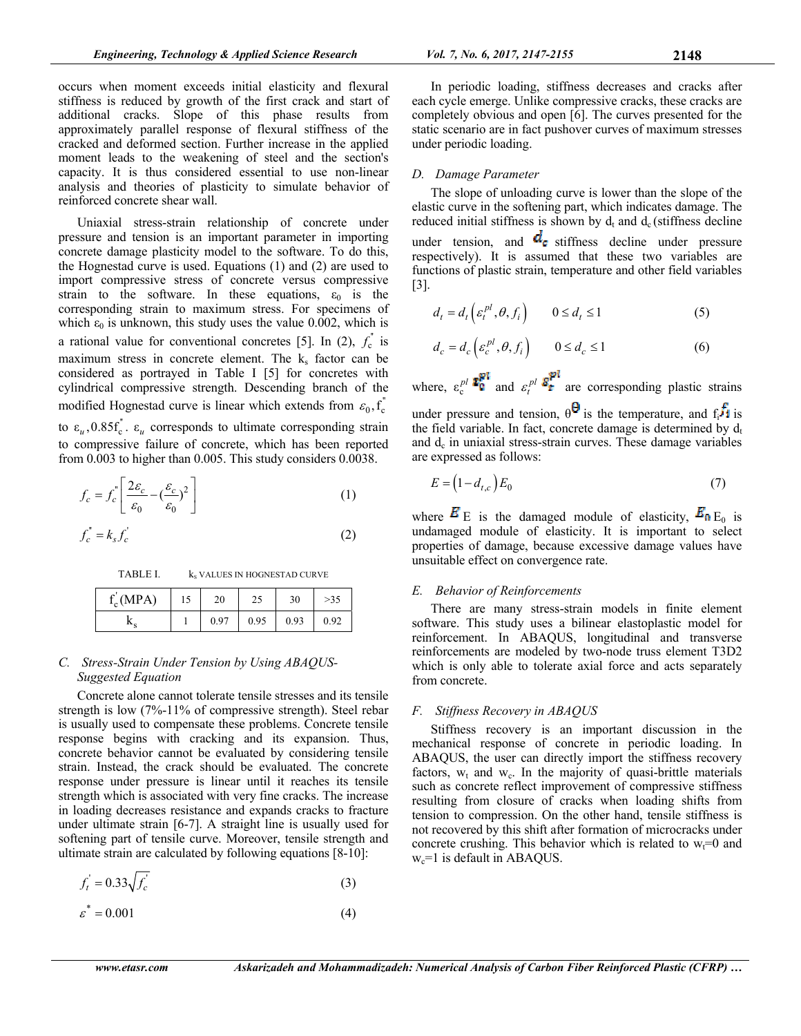occurs when moment exceeds initial elasticity and flexural stiffness is reduced by growth of the first crack and start of additional cracks. Slope of this phase results from approximately parallel response of flexural stiffness of the cracked and deformed section. Further increase in the applied moment leads to the weakening of steel and the section's capacity. It is thus considered essential to use non-linear analysis and theories of plasticity to simulate behavior of reinforced concrete shear wall.

Uniaxial stress-strain relationship of concrete under pressure and tension is an important parameter in importing concrete damage plasticity model to the software. To do this, the Hognestad curve is used. Equations (1) and (2) are used to import compressive stress of concrete versus compressive strain to the software. In these equations, $\varepsilon_0$ is the corresponding strain to maximum stress. For specimens of which $\varepsilon_0$ is unknown, this study uses the value 0.002, which is a rational value for conventional concretes [5]. In (2), $f_c''$ is maximum stress in concrete element. The $k_s$ factor can be considered as portrayed in Table I [5] for concretes with cylindrical compressive strength. Descending branch of the modified Hognestad curve is linear which extends from $\varepsilon_0, f_c''$ to $\varepsilon_u, 0.85f_c''$. $\varepsilon_u$ corresponds to ultimate corresponding strain to compressive failure of concrete, which has been reported from 0.003 to higher than 0.005. This study considers 0.0038.

$$f_c = f_c''\left[\frac{2\varepsilon_c}{\varepsilon_0} - \left(\frac{\varepsilon_c}{\varepsilon_0}\right)^2\right] \tag{1}$$

$$f_c'' = k_s f_c' \tag{2}$$

TABLE I. $k_s$ VALUES IN HOGNESTAD CURVE

| $f_c'$ (MPA) | 15 | 20 | 25 | 30 | >35 |
|---|---|---|---|---|---|
| $k_s$ | 1 | 0.97 | 0.95 | 0.93 | 0.92 |

### C. Stress-Strain Under Tension by Using ABAQUS-Suggested Equation

Concrete alone cannot tolerate tensile stresses and its tensile strength is low (7%-11% of compressive strength). Steel rebar is usually used to compensate these problems. Concrete tensile response begins with cracking and its expansion. Thus, concrete behavior cannot be evaluated by considering tensile strain. Instead, the crack should be evaluated. The concrete response under pressure is linear until it reaches its tensile strength which is associated with very fine cracks. The increase in loading decreases resistance and expands cracks to fracture under ultimate strain [6-7]. A straight line is usually used for softening part of tensile curve. Moreover, tensile strength and ultimate strain are calculated by following equations [8-10]:

$$f_t' = 0.33\sqrt{f_c'} \tag{3}$$

$$\varepsilon^* = 0.001 \tag{4}$$

In periodic loading, stiffness decreases and cracks after each cycle emerge. Unlike compressive cracks, these cracks are completely obvious and open [6]. The curves presented for the static scenario are in fact pushover curves of maximum stresses under periodic loading.

### D. Damage Parameter

The slope of unloading curve is lower than the slope of the elastic curve in the softening part, which indicates damage. The reduced initial stiffness is shown by $d_t$ and $d_c$ (stiffness decline under tension, and $d_c$ stiffness decline under pressure respectively). It is assumed that these two variables are functions of plastic strain, temperature and other field variables [3].

$$d_t = d_t\left(\varepsilon_t^{pl}, \theta, f_i\right) \qquad 0 \le d_t \le 1 \tag{5}$$

$$d_c = d_c\left(\varepsilon_c^{pl}, \theta, f_i\right) \qquad 0 \le d_c \le 1 \tag{6}$$

where, $\varepsilon_c^{pl}$ $\varepsilon_c^{pl}$ and $\varepsilon_t^{pl}$ $\varepsilon_t^{pl}$ are corresponding plastic strains under pressure and tension, $\theta$ $\theta$ is the temperature, and $f_i$ $f_i$ is the field variable. In fact, concrete damage is determined by $d_t$ and $d_c$ in uniaxial stress-strain curves. These damage variables are expressed as follows:

$$E = \left(1 - d_{t,c}\right)E_0 \tag{7}$$

where $E$ E is the damaged module of elasticity, $E_0$ $E_0$ is undamaged module of elasticity. It is important to select properties of damage, because excessive damage values have unsuitable effect on convergence rate.

### E. Behavior of Reinforcements

There are many stress-strain models in finite element software. This study uses a bilinear elastoplastic model for reinforcement. In ABAQUS, longitudinal and transverse reinforcements are modeled by two-node truss element T3D2 which is only able to tolerate axial force and acts separately from concrete.

### F. Stiffness Recovery in ABAQUS

Stiffness recovery is an important discussion in the mechanical response of concrete in periodic loading. In ABAQUS, the user can directly import the stiffness recovery factors, $w_t$ and $w_c$. In the majority of quasi-brittle materials such as concrete reflect improvement of compressive stiffness resulting from closure of cracks when loading shifts from tension to compression. On the other hand, tensile stiffness is not recovered by this shift after formation of microcracks under concrete crushing. This behavior which is related to $w_t$=0 and $w_c$=1 is default in ABAQUS.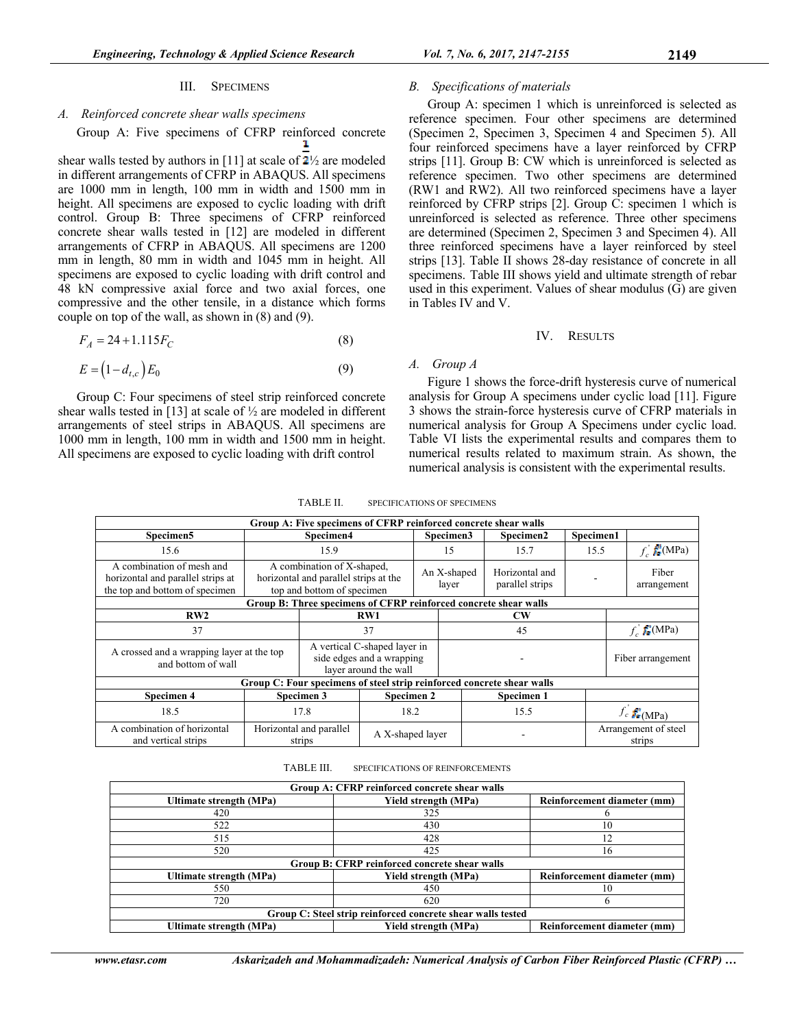## III. Specimens

### A. Reinforced concrete shear walls specimens

Group A: Five specimens of CFRP reinforced concrete shear walls tested by authors in [11] at scale of ½ are modeled in different arrangements of CFRP in ABAQUS. All specimens are 1000 mm in length, 100 mm in width and 1500 mm in height. All specimens are exposed to cyclic loading with drift control. Group B: Three specimens of CFRP reinforced concrete shear walls tested in [12] are modeled in different arrangements of CFRP in ABAQUS. All specimens are 1200 mm in length, 80 mm in width and 1045 mm in height. All specimens are exposed to cyclic loading with drift control and 48 kN compressive axial force and two axial forces, one compressive and the other tensile, in a distance which forms couple on top of the wall, as shown in (8) and (9).

$$F_A = 24 + 1.115F_C \tag{8}$$

$$E = \left(1 - d_{t,c}\right)E_0 \tag{9}$$

Group C: Four specimens of steel strip reinforced concrete shear walls tested in [13] at scale of ½ are modeled in different arrangements of steel strips in ABAQUS. All specimens are 1000 mm in length, 100 mm in width and 1500 mm in height. All specimens are exposed to cyclic loading with drift control

### B. Specifications of materials

Group A: specimen 1 which is unreinforced is selected as reference specimen. Four other specimens are determined (Specimen 2, Specimen 3, Specimen 4 and Specimen 5). All four reinforced specimens have a layer reinforced by CFRP strips [11]. Group B: CW which is unreinforced is selected as reference specimen. Two other specimens are determined (RW1 and RW2). All two reinforced specimens have a layer reinforced by CFRP strips [2]. Group C: specimen 1 which is unreinforced is selected as reference. Three other specimens are determined (Specimen 2, Specimen 3 and Specimen 4). All three reinforced specimens have a layer reinforced by steel strips [13]. Table II shows 28-day resistance of concrete in all specimens. Table III shows yield and ultimate strength of rebar used in this experiment. Values of shear modulus (G) are given in Tables IV and V.

## IV. Results

### A. Group A

Figure 1 shows the force-drift hysteresis curve of numerical analysis for Group A specimens under cyclic load [11]. Figure 3 shows the strain-force hysteresis curve of CFRP materials in numerical analysis for Group A Specimens under cyclic load. Table VI lists the experimental results and compares them to numerical results related to maximum strain. As shown, the numerical analysis is consistent with the experimental results.

TABLE II. SPECIFICATIONS OF SPECIMENS

| **Group A: Five specimens of CFRP reinforced concrete shear walls** | | | | | |
|---|---|---|---|---|---|
| **Specimen5** | **Specimen4** | **Specimen3** | **Specimen2** | **Specimen1** | |
| 15.6 | 15.9 | 15 | 15.7 | 15.5 | $f'_c$ (MPa) |
| A combination of mesh and horizontal and parallel strips at the top and bottom of specimen | A combination of X-shaped, horizontal and parallel strips at the top and bottom of specimen | An X-shaped layer | Horizontal and parallel strips | - | Fiber arrangement |

| **Group B: Three specimens of CFRP reinforced concrete shear walls** | | | |
|---|---|---|---|
| **RW2** | **RW1** | **CW** | |
| 37 | 37 | 45 | $f'_c$ (MPa) |
| A crossed and a wrapping layer at the top and bottom of wall | A vertical C-shaped layer in side edges and a wrapping layer around the wall | - | Fiber arrangement |

| **Group C: Four specimens of steel strip reinforced concrete shear walls** | | | | |
|---|---|---|---|---|
| **Specimen 4** | **Specimen 3** | **Specimen 2** | **Specimen 1** | |
| 18.5 | 17.8 | 18.2 | 15.5 | $f'_c$ (MPa) |
| A combination of horizontal and vertical strips | Horizontal and parallel strips | A X-shaped layer | - | Arrangement of steel strips |

TABLE III. SPECIFICATIONS OF REINFORCEMENTS

| **Group A: CFRP reinforced concrete shear walls** | | |
|---|---|---|
| **Ultimate strength (MPa)** | **Yield strength (MPa)** | **Reinforcement diameter (mm)** |
| 420 | 325 | 6 |
| 522 | 430 | 10 |
| 515 | 428 | 12 |
| 520 | 425 | 16 |
| **Group B: CFRP reinforced concrete shear walls** | | |
| **Ultimate strength (MPa)** | **Yield strength (MPa)** | **Reinforcement diameter (mm)** |
| 550 | 450 | 10 |
| 720 | 620 | 6 |
| **Group C: Steel strip reinforced concrete shear walls tested** | | |
| **Ultimate strength (MPa)** | **Yield strength (MPa)** | **Reinforcement diameter (mm)** |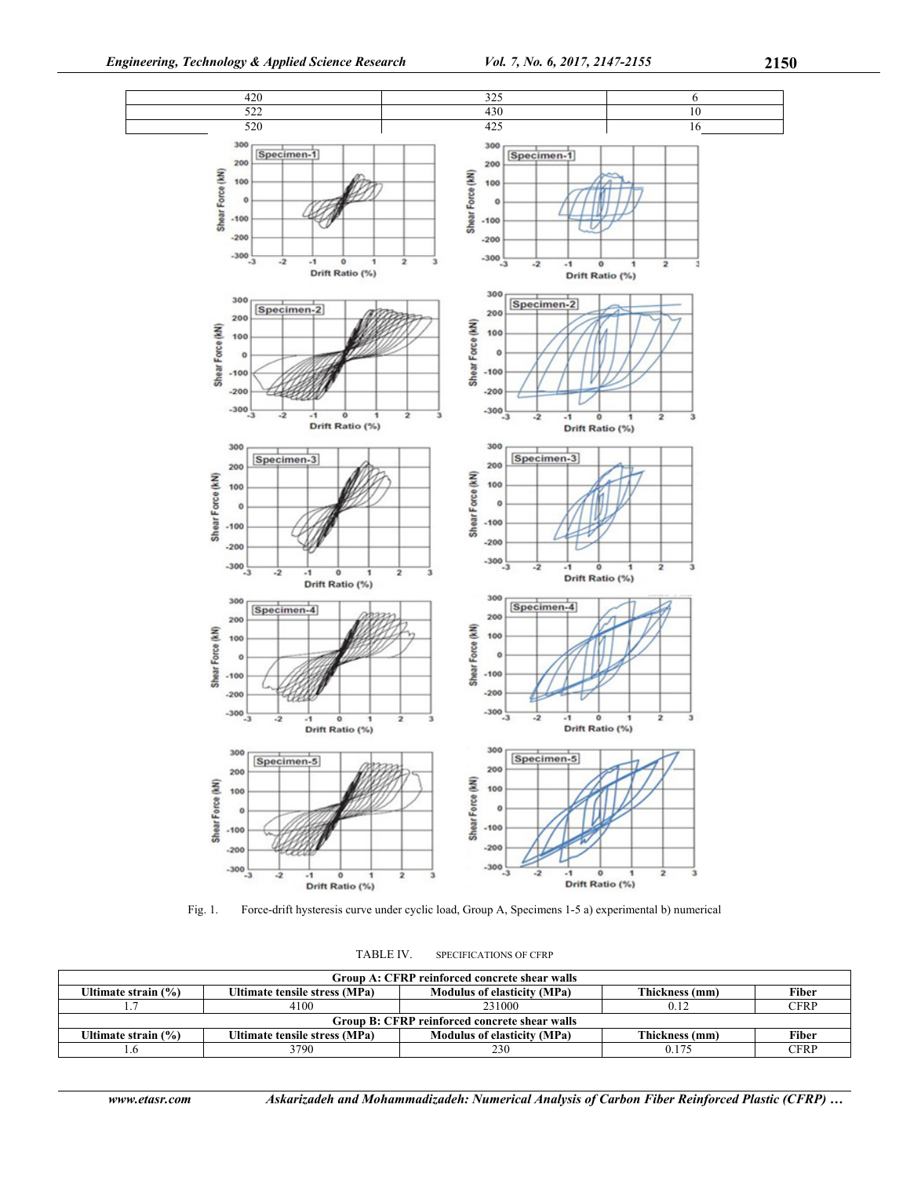| | | |
|---|---|---|
| 420 | 325 | 6 |
| 522 | 430 | 10 |
| 520 | 425 | 16 |

Fig. 1. Force-drift hysteresis curve under cyclic load, Group A, Specimens 1-5 a) experimental b) numerical

TABLE IV. SPECIFICATIONS OF CFRP

| Group A: CFRP reinforced concrete shear walls | | | | |
|---|---|---|---|---|
| Ultimate strain (%) | Ultimate tensile stress (MPa) | Modulus of elasticity (MPa) | Thickness (mm) | Fiber |
| 1.7 | 4100 | 231000 | 0.12 | CFRP |
| **Group B: CFRP reinforced concrete shear walls** | | | | |
| Ultimate strain (%) | Ultimate tensile stress (MPa) | Modulus of elasticity (MPa) | Thickness (mm) | Fiber |
| 1.6 | 3790 | 230 | 0.175 | CFRP |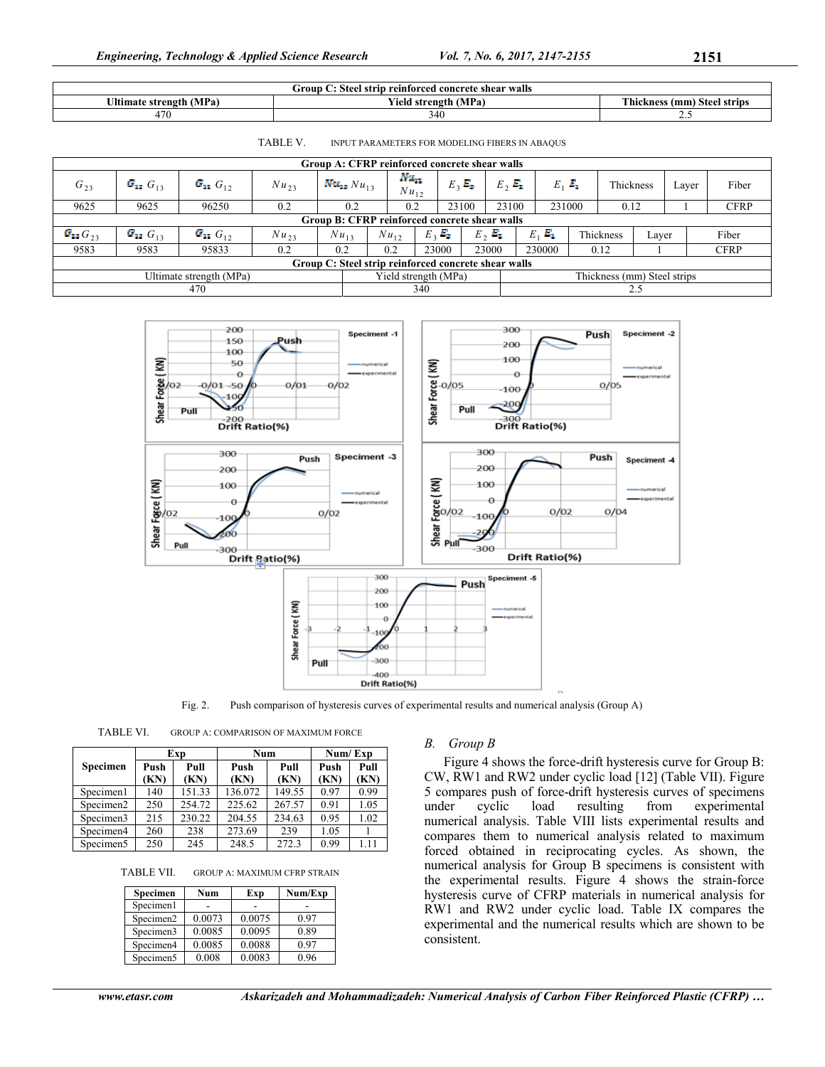| Group C: Steel strip reinforced concrete shear walls | | |
|---|---|---|
| Ultimate strength (MPa) | Yield strength (MPa) | Thickness (mm) Steel strips |
| 470 | 340 | 2.5 |

TABLE V. INPUT PARAMETERS FOR MODELING FIBERS IN ABAQUS

| Group A: CFRP reinforced concrete shear walls | | | | | | | | | | | |
|---|---|---|---|---|---|---|---|---|---|---|---|
| $G_{23}$ | $G_{13}$ | $G_{12}$ | $Nu_{23}$ | $Nu_{13}$ | $Nu_{12}$ | $E_3$ | $E_2$ | $E_1$ | Thickness | Layer | Fiber |
| 9625 | 9625 | 96250 | 0.2 | 0.2 | 0.2 | 23100 | 23100 | 231000 | 0.12 | 1 | CFRP |
| **Group B: CFRP reinforced concrete shear walls** | | | | | | | | | | | |
| $G_{23}$ | $G_{13}$ | $G_{12}$ | $Nu_{23}$ | $Nu_{13}$ | $Nu_{12}$ | $E_3$ | $E_2$ | $E_1$ | Thickness | Layer | Fiber |
| 9583 | 9583 | 95833 | 0.2 | 0.2 | 0.2 | 23000 | 23000 | 230000 | 0.12 | 1 | CFRP |

| Group C: Steel strip reinforced concrete shear walls | | |
|---|---|---|
| Ultimate strength (MPa) | Yield strength (MPa) | Thickness (mm) Steel strips |
| 470 | 340 | 2.5 |

Fig. 2. Push comparison of hysteresis curves of experimental results and numerical analysis (Group A)

TABLE VI. GROUP A: COMPARISON OF MAXIMUM FORCE

| Specimen | Exp | | Num | | Num/ Exp | |
|---|---|---|---|---|---|---|
| | Push (KN) | Pull (KN) | Push (KN) | Pull (KN) | Push (KN) | Pull (KN) |
| Specimen1 | 140 | 151.33 | 136.072 | 149.55 | 0.97 | 0.99 |
| Specimen2 | 250 | 254.72 | 225.62 | 267.57 | 0.91 | 1.05 |
| Specimen3 | 215 | 230.22 | 204.55 | 234.63 | 0.95 | 1.02 |
| Specimen4 | 260 | 238 | 273.69 | 239 | 1.05 | 1 |
| Specimen5 | 250 | 245 | 248.5 | 272.3 | 0.99 | 1.11 |

TABLE VII. GROUP A: MAXIMUM CFRP STRAIN

| Specimen | Num | Exp | Num/Exp |
|---|---|---|---|
| Specimen1 | - | - | - |
| Specimen2 | 0.0073 | 0.0075 | 0.97 |
| Specimen3 | 0.0085 | 0.0095 | 0.89 |
| Specimen4 | 0.0085 | 0.0088 | 0.97 |
| Specimen5 | 0.008 | 0.0083 | 0.96 |

### *B. Group B*

Figure 4 shows the force-drift hysteresis curve for Group B: CW, RW1 and RW2 under cyclic load [12] (Table VII). Figure 5 compares push of force-drift hysteresis curves of specimens under cyclic load resulting from experimental numerical analysis. Table VIII lists experimental results and compares them to numerical analysis related to maximum forced obtained in reciprocating cycles. As shown, the numerical analysis for Group B specimens is consistent with the experimental results. Figure 4 shows the strain-force hysteresis curve of CFRP materials in numerical analysis for RW1 and RW2 under cyclic load. Table IX compares the experimental and the numerical results which are shown to be consistent.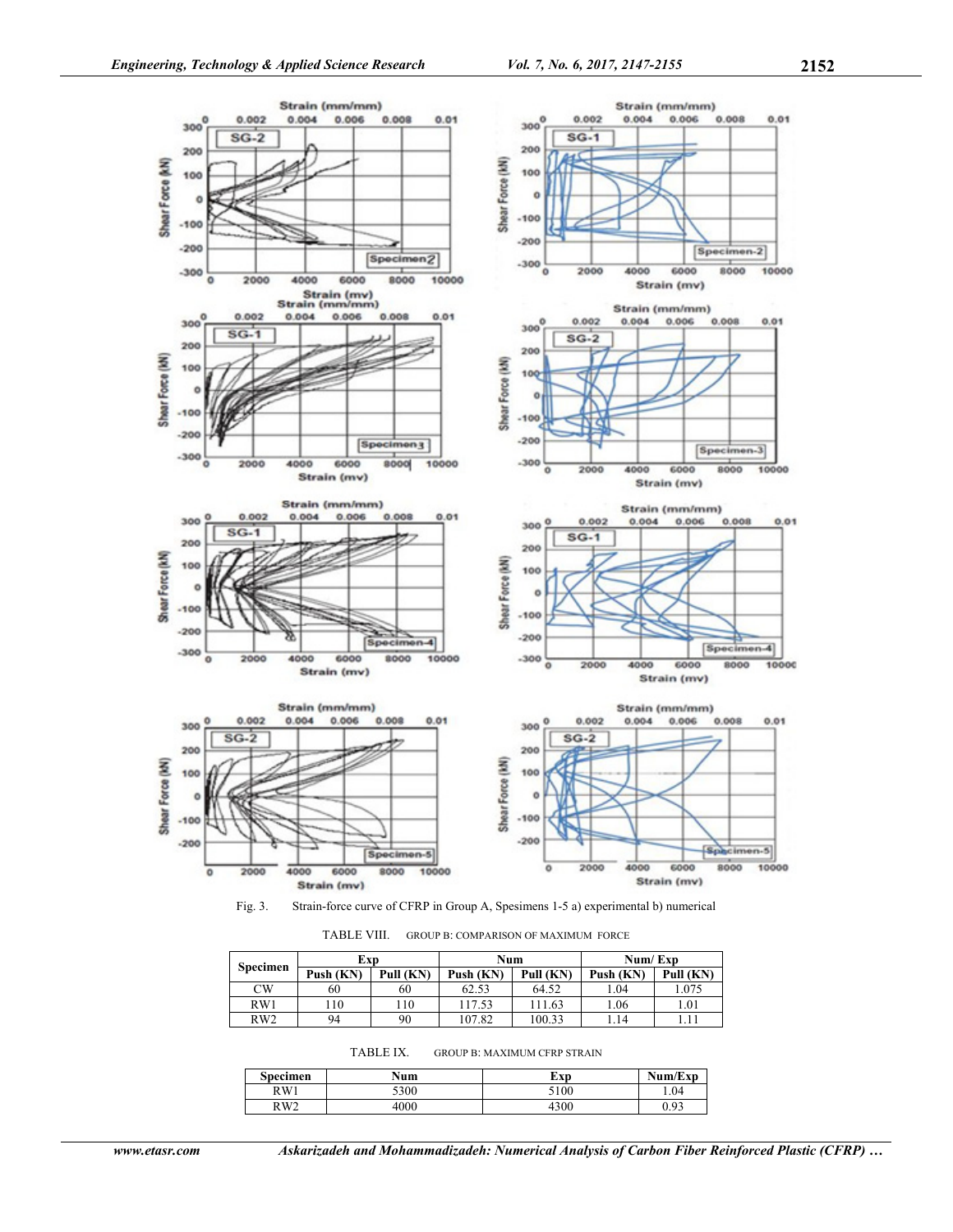Fig. 3. Strain-force curve of CFRP in Group A, Spesimens 1-5 a) experimental b) numerical

TABLE VIII. GROUP B: COMPARISON OF MAXIMUM FORCE

| Specimen | Exp | | Num | | Num/ Exp | |
|---|---|---|---|---|---|---|
| | Push (KN) | Pull (KN) | Push (KN) | Pull (KN) | Push (KN) | Pull (KN) |
| CW | 60 | 60 | 62.53 | 64.52 | 1.04 | 1.075 |
| RW1 | 110 | 110 | 117.53 | 111.63 | 1.06 | 1.01 |
| RW2 | 94 | 90 | 107.82 | 100.33 | 1.14 | 1.11 |

TABLE IX. GROUP B: MAXIMUM CFRP STRAIN

| Specimen | Num | Exp | Num/Exp |
|---|---|---|---|
| RW1 | 5300 | 5100 | 1.04 |
| RW2 | 4000 | 4300 | 0.93 |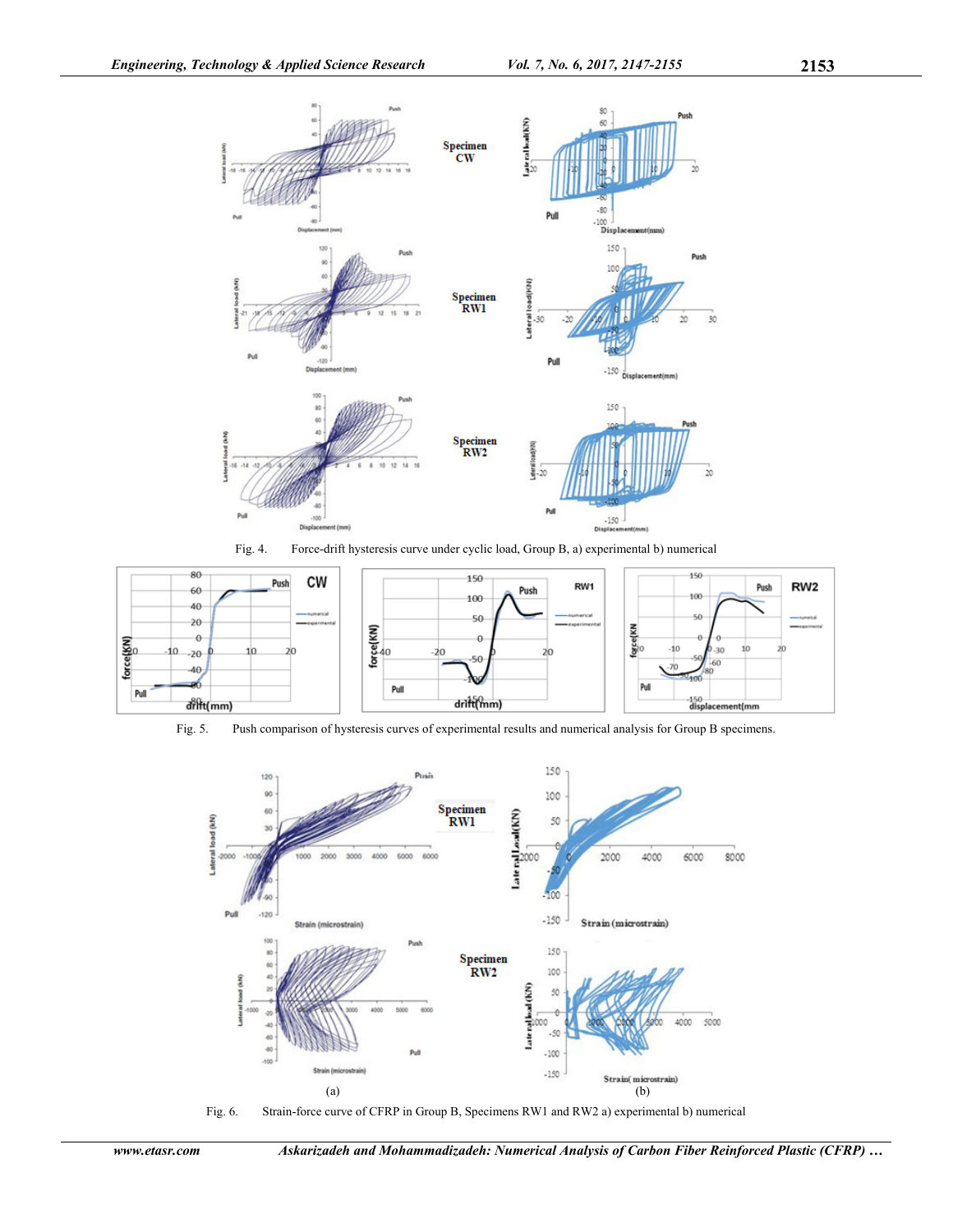Fig. 4. Force-drift hysteresis curve under cyclic load, Group B, a) experimental b) numerical

Fig. 5. Push comparison of hysteresis curves of experimental results and numerical analysis for Group B specimens.

Fig. 6. Strain-force curve of CFRP in Group B, Specimens RW1 and RW2 a) experimental b) numerical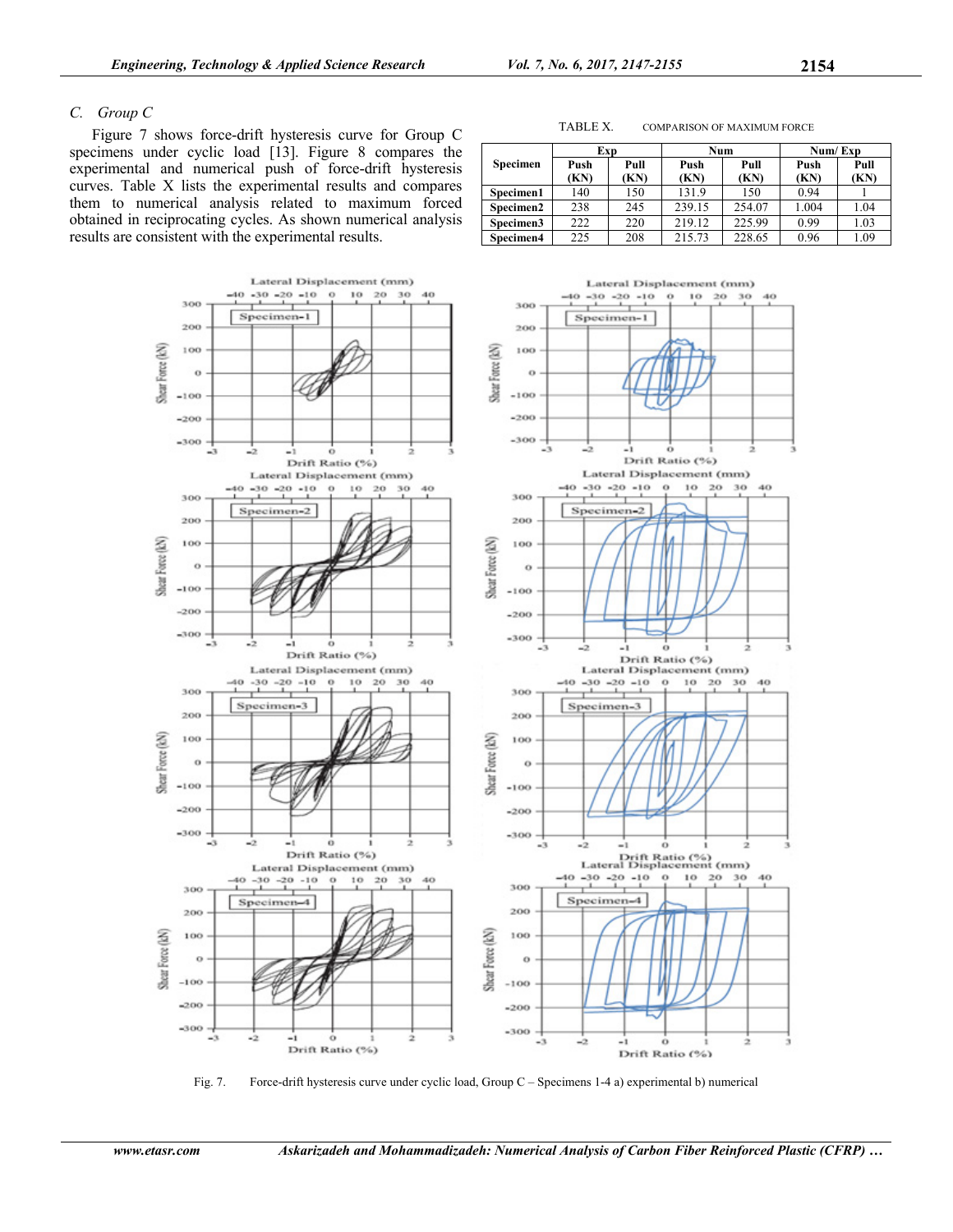### C. Group C

Figure 7 shows force-drift hysteresis curve for Group C specimens under cyclic load [13]. Figure 8 compares the experimental and numerical push of force-drift hysteresis curves. Table X lists the experimental results and compares them to numerical analysis related to maximum forced obtained in reciprocating cycles. As shown numerical analysis results are consistent with the experimental results.

TABLE X. COMPARISON OF MAXIMUM FORCE

| Specimen | Exp | | Num | | Num/ Exp | |
|---|---|---|---|---|---|---|
| | Push (KN) | Pull (KN) | Push (KN) | Pull (KN) | Push (KN) | Pull (KN) |
| Specimen1 | 140 | 150 | 131.9 | 150 | 0.94 | 1 |
| Specimen2 | 238 | 245 | 239.15 | 254.07 | 1.004 | 1.04 |
| Specimen3 | 222 | 220 | 219.12 | 225.99 | 0.99 | 1.03 |
| Specimen4 | 225 | 208 | 215.73 | 228.65 | 0.96 | 1.09 |

Fig. 7. Force-drift hysteresis curve under cyclic load, Group C – Specimens 1-4 a) experimental b) numerical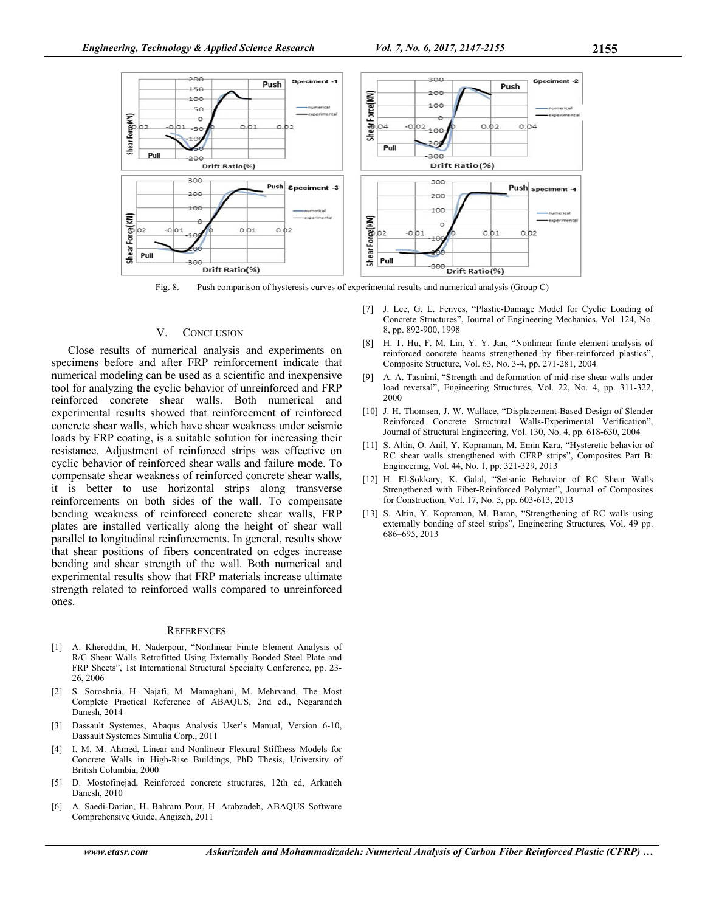Specimen -1

Push

Pull

Shear Force(KN)

Drift Ratio(%)

200
150
100
50
0
-50
-100
-150
-200

-0.02 -0.01 0 0.01 0.02

numerical
experimental

Speciment -2

Push

Pull

Shear Force(KN)

Drift Ratio(%)

300
200
100
0
-100
-200
-300

-0.04 -0.02 0 0.02 0.04

numerical
experimental

Speciment -3

Push

Pull

Shear Force(KN)

Drift Ratio(%)

300
200
100
0
-100
-200
-300

-0.02 -0.01 0 0.01 0.02

numerical
experimental

Speciment -4

Push

Pull

Shear Force(KN)

Drift Ratio(%)

300
200
100
0
-100
-200
-300

-0.02 -0.01 0 0.01 0.02

numerical
experimental

Fig. 8. Push comparison of hysteresis curves of experimental results and numerical analysis (Group C)

## V. CONCLUSION

Close results of numerical analysis and experiments on specimens before and after FRP reinforcement indicate that numerical modeling can be used as a scientific and inexpensive tool for analyzing the cyclic behavior of unreinforced and FRP reinforced concrete shear walls. Both numerical and experimental results showed that reinforcement of reinforced concrete shear walls, which have shear weakness under seismic loads by FRP coating, is a suitable solution for increasing their resistance. Adjustment of reinforced strips was effective on cyclic behavior of reinforced shear walls and failure mode. To compensate shear weakness of reinforced concrete shear walls, it is better to use horizontal strips along transverse reinforcements on both sides of the wall. To compensate bending weakness of reinforced concrete shear walls, FRP plates are installed vertically along the height of shear wall parallel to longitudinal reinforcements. In general, results show that shear positions of fibers concentrated on edges increase bending and shear strength of the wall. Both numerical and experimental results show that FRP materials increase ultimate strength related to reinforced walls compared to unreinforced ones.

## REFERENCES

[1] A. Kheroddin, H. Naderpour, "Nonlinear Finite Element Analysis of R/C Shear Walls Retrofitted Using Externally Bonded Steel Plate and FRP Sheets", 1st International Structural Specialty Conference, pp. 23-26, 2006

[2] S. Soroshnia, H. Najafi, M. Mamaghani, M. Mehrvand, The Most Complete Practical Reference of ABAQUS, 2nd ed., Negarandeh Danesh, 2014

[3] Dassault Systemes, Abaqus Analysis User's Manual, Version 6-10, Dassault Systemes Simulia Corp., 2011

[4] I. M. M. Ahmed, Linear and Nonlinear Flexural Stiffness Models for Concrete Walls in High-Rise Buildings, PhD Thesis, University of British Columbia, 2000

[5] D. Mostofinejad, Reinforced concrete structures, 12th ed, Arkaneh Danesh, 2010

[6] A. Saedi-Darian, H. Bahram Pour, H. Arabzadeh, ABAQUS Software Comprehensive Guide, Angizeh, 2011

[7] J. Lee, G. L. Fenves, "Plastic-Damage Model for Cyclic Loading of Concrete Structures", Journal of Engineering Mechanics, Vol. 124, No. 8, pp. 892-900, 1998

[8] H. T. Hu, F. M. Lin, Y. Y. Jan, "Nonlinear finite element analysis of reinforced concrete beams strengthened by fiber-reinforced plastics", Composite Structure, Vol. 63, No. 3-4, pp. 271-281, 2004

[9] A. A. Tasnimi, "Strength and deformation of mid-rise shear walls under load reversal", Engineering Structures, Vol. 22, No. 4, pp. 311-322, 2000

[10] J. H. Thomsen, J. W. Wallace, "Displacement-Based Design of Slender Reinforced Concrete Structural Walls-Experimental Verification", Journal of Structural Engineering, Vol. 130, No. 4, pp. 618-630, 2004

[11] S. Altin, O. Anil, Y. Kopraman, M. Emin Kara, "Hysteretic behavior of RC shear walls strengthened with CFRP strips", Composites Part B: Engineering, Vol. 44, No. 1, pp. 321-329, 2013

[12] H. El-Sokkary, K. Galal, "Seismic Behavior of RC Shear Walls Strengthened with Fiber-Reinforced Polymer", Journal of Composites for Construction, Vol. 17, No. 5, pp. 603-613, 2013

[13] S. Altin, Y. Kopraman, M. Baran, "Strengthening of RC walls using externally bonding of steel strips", Engineering Structures, Vol. 49 pp. 686–695, 2013